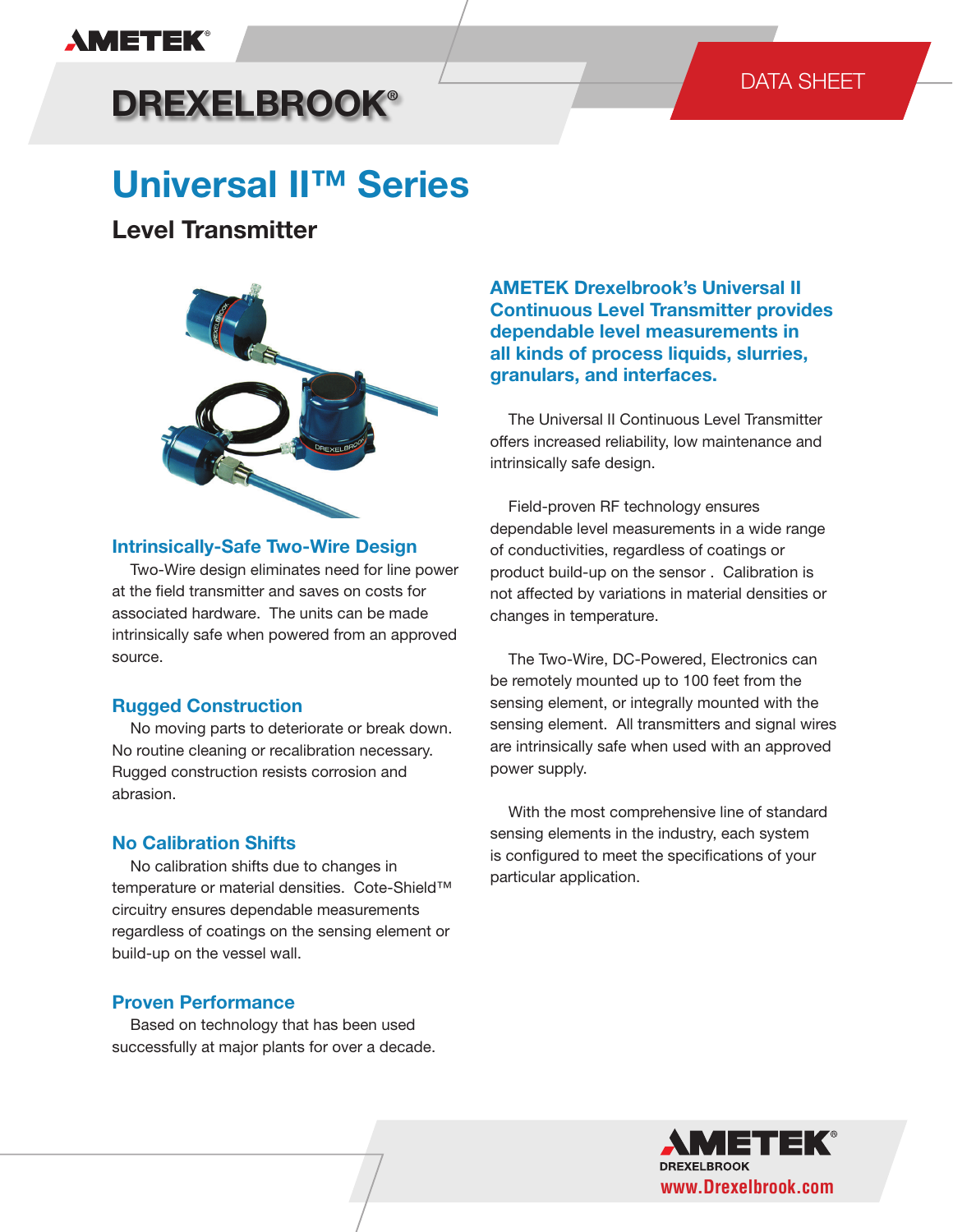AMETEK®

# DREXELBROOK®

DATA SHEET

# Universal II™ Series

## Level Transmitter

### AMETEK Drexelbrook's Universal II Continuous Level Transmitter provides dependable level measurements in all kinds of process liquids, slurries, granulars, and interfaces.

The Universal II Continuous Level Transmitter offers increased reliability, low maintenance and intrinsically safe design.

Field-proven RF technology ensures dependable level measurements in a wide range of conductivities, regardless of coatings or product build-up on the sensor . Calibration is not affected by variations in material densities or changes in temperature.

The Two-Wire, DC-Powered, Electronics can be remotely mounted up to 100 feet from the sensing element, or integrally mounted with the sensing element. All transmitters and signal wires are intrinsically safe when used with an approved power supply.

With the most comprehensive line of standard sensing elements in the industry, each system is configured to meet the specifications of your particular application.

### Intrinsically-Safe Two-Wire Design

Two-Wire design eliminates need for line power at the field transmitter and saves on costs for associated hardware. The units can be made intrinsically safe when powered from an approved source.

### Rugged Construction

No moving parts to deteriorate or break down. No routine cleaning or recalibration necessary. Rugged construction resists corrosion and abrasion.

### No Calibration Shifts

No calibration shifts due to changes in temperature or material densities. Cote-Shield™ circuitry ensures dependable measurements regardless of coatings on the sensing element or build-up on the vessel wall.

### Proven Performance

Based on technology that has been used successfully at major plants for over a decade.

AMETEK® DREXELBROOK

www.Drexelbrook.com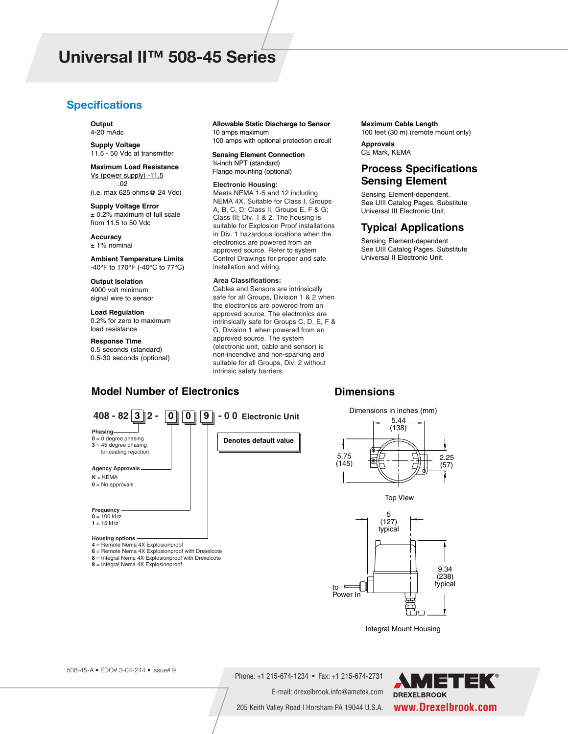# Universal II™ 508-45 Series

## Specifications

**Output**
4-20 mAdc

**Supply Voltage**
11.5 - 50 Vdc at transmitter

**Maximum Load Resistance**
$\frac{\text{Vs (power supply)} - 11.5}{.02}$
(i.e. max 625 ohms@ 24 Vdc)

**Supply Voltage Error**
± 0.2% maximum of full scale from 11.5 to 50 Vdc

**Accuracy**
± 1% nominal

**Ambient Temperature Limits**
-40°F to 170°F (-40°C to 77°C)

**Output Isolation**
4000 volt minimum signal wire to sensor

**Load Regulation**
0.2% for zero to maximum load resistance

**Response Time**
0.5 seconds (standard)
0.5-30 seconds (optional)

**Allowable Static Discharge to Sensor**
10 amps maximum
100 amps with optional protection circuit

**Sensing Element Connection**
¾-inch NPT (standard)
Flange mounting (optional)

**Electronic Housing:**
Meets NEMA 1-5 and 12 including NEMA 4X. Suitable for Class I, Groups A, B, C, D; Class II, Groups E, F & G; Class III; Div. 1 & 2. The housing is suitable for Explosion Proof installations in Div. 1 hazardous locations when the electronics are powered from an approved source. Refer to system Control Drawings for proper and safe installation and wiring.

**Area Classifications:**
Cables and Sensors are intrinsically safe for all Groups, Division 1 & 2 when the electronics are powered from an approved source. The electronics are intrinsically safe for Groups C, D, E, F & G, Division 1 when powered from an approved source. The system (electronic unit, cable and sensor) is non-incendive and non-sparking and suitable for all Groups, Div. 2 without intrinsic safety barriers.

**Maximum Cable Length**
100 feet (30 m) (remote mount only)

**Approvals**
CE Mark, KEMA

## Process Specifications Sensing Element

Sensing Element-dependent.
See UIII Catalog Pages. Substitute Universal III Electronic Unit.

## Typical Applications

Sensing Element-dependent
See UIII Catalog Pages. Substitute Universal II Electronic Unit.

## Model Number of Electronics

408 - 82 [3] 2 - [0] [0] [9] - 0 0 **Electronic Unit**

**Denotes default value**

**Phasing**
**0** = 0 degree phasing
**3** = 45 degree phasing for coating rejection

**Agency Approvals**
**K** = KEMA
**0** = No approvals

**Frequency**
**0** = 100 kHz
**1** = 15 kHz

**Housing options**
**4** = Remote Nema 4X Explosionproof
**6** = Remote Nema 4X Explosionproof with Drexelcote
**8** = Integral Nema 4X Explosionproof with Drexelcote
**9** = Integral Nema 4X Explosionproof

## Dimensions

Dimensions in inches (mm)

5.44
(138)

5.75
(145)

2.25
(57)

Top View

5
(127)
typical

9.34
(238)
typical

to
Power In

Integral Mount Housing

508-45-A • EDO# 3-04-244 • Issue# 9

Phone: +1 215-674-1234 • Fax: +1 215-674-2731
E-mail: drexelbrook.info@ametek.com
205 Keith Valley Road | Horsham PA 19044 U.S.A.

AMETEK® DREXELBROOK
www.Drexelbrook.com